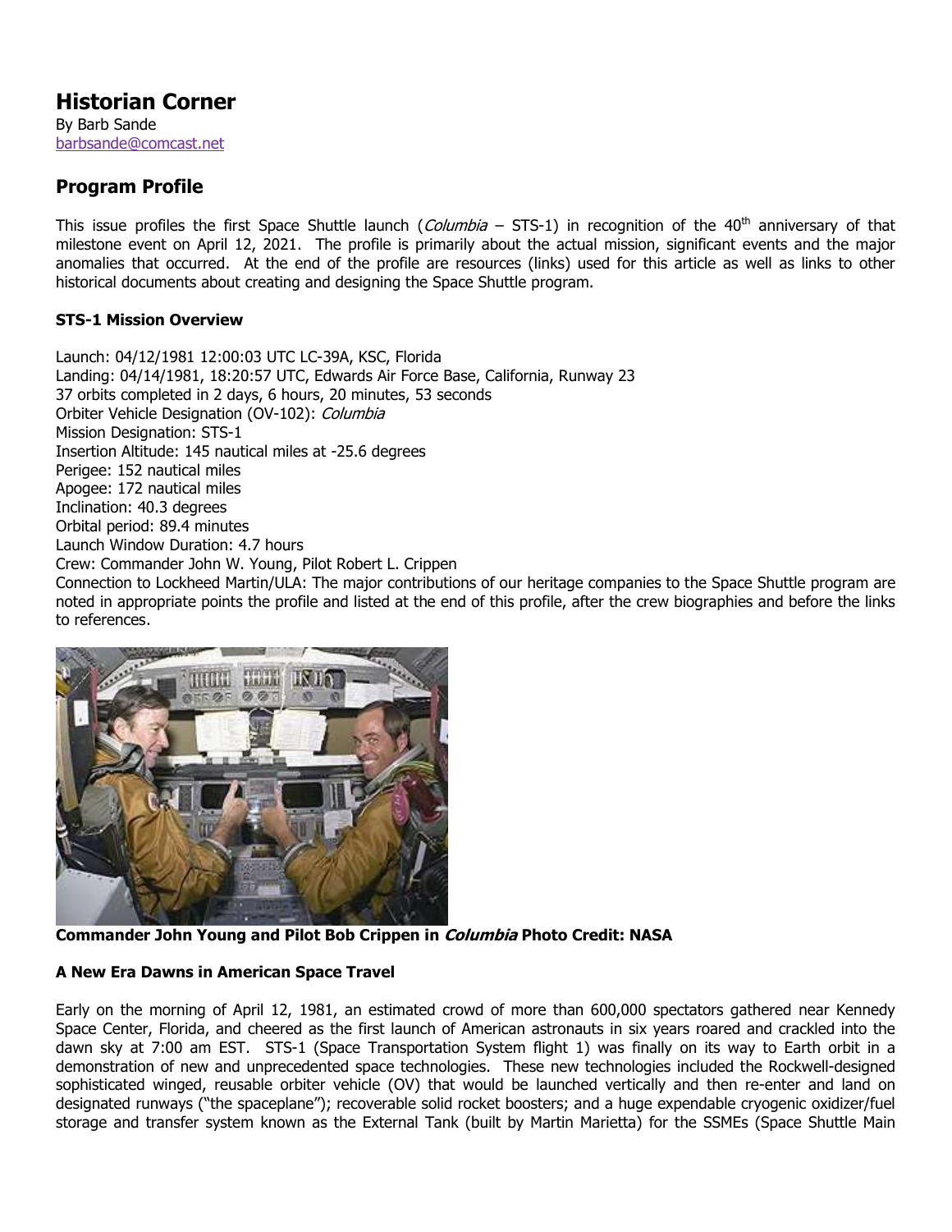# Historian Corner

By Barb Sande
barbsande@comcast.net

## Program Profile

This issue profiles the first Space Shuttle launch (*Columbia* – STS-1) in recognition of the 40th anniversary of that milestone event on April 12, 2021. The profile is primarily about the actual mission, significant events and the major anomalies that occurred. At the end of the profile are resources (links) used for this article as well as links to other historical documents about creating and designing the Space Shuttle program.

### STS-1 Mission Overview

Launch: 04/12/1981 12:00:03 UTC LC-39A, KSC, Florida
Landing: 04/14/1981, 18:20:57 UTC, Edwards Air Force Base, California, Runway 23
37 orbits completed in 2 days, 6 hours, 20 minutes, 53 seconds
Orbiter Vehicle Designation (OV-102): *Columbia*
Mission Designation: STS-1
Insertion Altitude: 145 nautical miles at -25.6 degrees
Perigee: 152 nautical miles
Apogee: 172 nautical miles
Inclination: 40.3 degrees
Orbital period: 89.4 minutes
Launch Window Duration: 4.7 hours
Crew: Commander John W. Young, Pilot Robert L. Crippen
Connection to Lockheed Martin/ULA: The major contributions of our heritage companies to the Space Shuttle program are noted in appropriate points the profile and listed at the end of this profile, after the crew biographies and before the links to references.

**Commander John Young and Pilot Bob Crippen in *Columbia* Photo Credit: NASA**

### A New Era Dawns in American Space Travel

Early on the morning of April 12, 1981, an estimated crowd of more than 600,000 spectators gathered near Kennedy Space Center, Florida, and cheered as the first launch of American astronauts in six years roared and crackled into the dawn sky at 7:00 am EST. STS-1 (Space Transportation System flight 1) was finally on its way to Earth orbit in a demonstration of new and unprecedented space technologies. These new technologies included the Rockwell-designed sophisticated winged, reusable orbiter vehicle (OV) that would be launched vertically and then re-enter and land on designated runways ("the spaceplane"); recoverable solid rocket boosters; and a huge expendable cryogenic oxidizer/fuel storage and transfer system known as the External Tank (built by Martin Marietta) for the SSMEs (Space Shuttle Main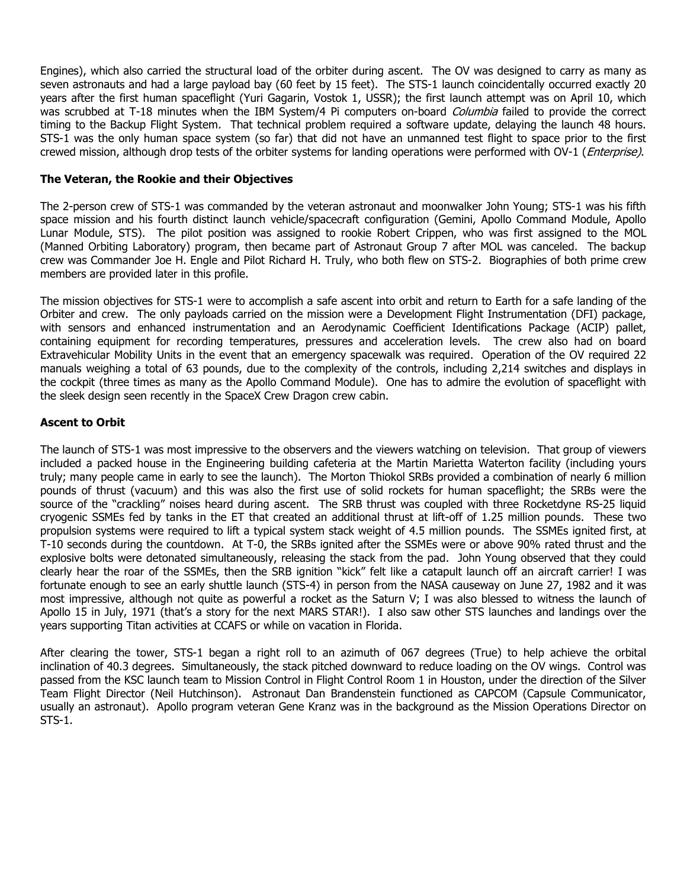Engines), which also carried the structural load of the orbiter during ascent. The OV was designed to carry as many as seven astronauts and had a large payload bay (60 feet by 15 feet). The STS-1 launch coincidentally occurred exactly 20 years after the first human spaceflight (Yuri Gagarin, Vostok 1, USSR); the first launch attempt was on April 10, which was scrubbed at T-18 minutes when the IBM System/4 Pi computers on-board *Columbia* failed to provide the correct timing to the Backup Flight System. That technical problem required a software update, delaying the launch 48 hours. STS-1 was the only human space system (so far) that did not have an unmanned test flight to space prior to the first crewed mission, although drop tests of the orbiter systems for landing operations were performed with OV-1 (*Enterprise)*.

### The Veteran, the Rookie and their Objectives

The 2-person crew of STS-1 was commanded by the veteran astronaut and moonwalker John Young; STS-1 was his fifth space mission and his fourth distinct launch vehicle/spacecraft configuration (Gemini, Apollo Command Module, Apollo Lunar Module, STS). The pilot position was assigned to rookie Robert Crippen, who was first assigned to the MOL (Manned Orbiting Laboratory) program, then became part of Astronaut Group 7 after MOL was canceled. The backup crew was Commander Joe H. Engle and Pilot Richard H. Truly, who both flew on STS-2. Biographies of both prime crew members are provided later in this profile.

The mission objectives for STS-1 were to accomplish a safe ascent into orbit and return to Earth for a safe landing of the Orbiter and crew. The only payloads carried on the mission were a Development Flight Instrumentation (DFI) package, with sensors and enhanced instrumentation and an Aerodynamic Coefficient Identifications Package (ACIP) pallet, containing equipment for recording temperatures, pressures and acceleration levels. The crew also had on board Extravehicular Mobility Units in the event that an emergency spacewalk was required. Operation of the OV required 22 manuals weighing a total of 63 pounds, due to the complexity of the controls, including 2,214 switches and displays in the cockpit (three times as many as the Apollo Command Module). One has to admire the evolution of spaceflight with the sleek design seen recently in the SpaceX Crew Dragon crew cabin.

### Ascent to Orbit

The launch of STS-1 was most impressive to the observers and the viewers watching on television. That group of viewers included a packed house in the Engineering building cafeteria at the Martin Marietta Waterton facility (including yours truly; many people came in early to see the launch). The Morton Thiokol SRBs provided a combination of nearly 6 million pounds of thrust (vacuum) and this was also the first use of solid rockets for human spaceflight; the SRBs were the source of the "crackling" noises heard during ascent. The SRB thrust was coupled with three Rocketdyne RS-25 liquid cryogenic SSMEs fed by tanks in the ET that created an additional thrust at lift-off of 1.25 million pounds. These two propulsion systems were required to lift a typical system stack weight of 4.5 million pounds. The SSMEs ignited first, at T-10 seconds during the countdown. At T-0, the SRBs ignited after the SSMEs were or above 90% rated thrust and the explosive bolts were detonated simultaneously, releasing the stack from the pad. John Young observed that they could clearly hear the roar of the SSMEs, then the SRB ignition "kick" felt like a catapult launch off an aircraft carrier! I was fortunate enough to see an early shuttle launch (STS-4) in person from the NASA causeway on June 27, 1982 and it was most impressive, although not quite as powerful a rocket as the Saturn V; I was also blessed to witness the launch of Apollo 15 in July, 1971 (that's a story for the next MARS STAR!). I also saw other STS launches and landings over the years supporting Titan activities at CCAFS or while on vacation in Florida.

After clearing the tower, STS-1 began a right roll to an azimuth of 067 degrees (True) to help achieve the orbital inclination of 40.3 degrees. Simultaneously, the stack pitched downward to reduce loading on the OV wings. Control was passed from the KSC launch team to Mission Control in Flight Control Room 1 in Houston, under the direction of the Silver Team Flight Director (Neil Hutchinson). Astronaut Dan Brandenstein functioned as CAPCOM (Capsule Communicator, usually an astronaut). Apollo program veteran Gene Kranz was in the background as the Mission Operations Director on STS-1.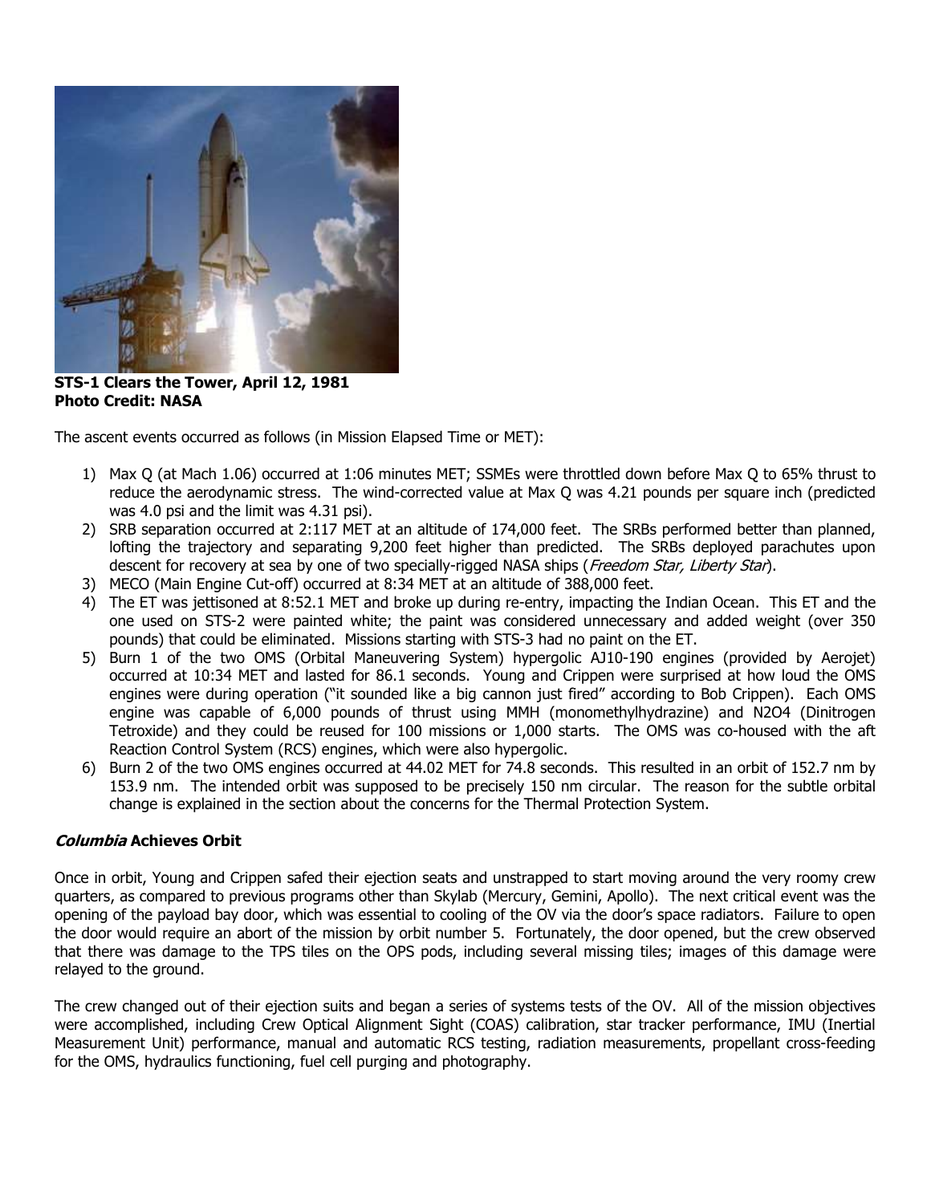**STS-1 Clears the Tower, April 12, 1981**
**Photo Credit: NASA**

The ascent events occurred as follows (in Mission Elapsed Time or MET):

1) Max Q (at Mach 1.06) occurred at 1:06 minutes MET; SSMEs were throttled down before Max Q to 65% thrust to reduce the aerodynamic stress. The wind-corrected value at Max Q was 4.21 pounds per square inch (predicted was 4.0 psi and the limit was 4.31 psi).
2) SRB separation occurred at 2:117 MET at an altitude of 174,000 feet. The SRBs performed better than planned, lofting the trajectory and separating 9,200 feet higher than predicted. The SRBs deployed parachutes upon descent for recovery at sea by one of two specially-rigged NASA ships (*Freedom Star, Liberty Star*).
3) MECO (Main Engine Cut-off) occurred at 8:34 MET at an altitude of 388,000 feet.
4) The ET was jettisoned at 8:52.1 MET and broke up during re-entry, impacting the Indian Ocean. This ET and the one used on STS-2 were painted white; the paint was considered unnecessary and added weight (over 350 pounds) that could be eliminated. Missions starting with STS-3 had no paint on the ET.
5) Burn 1 of the two OMS (Orbital Maneuvering System) hypergolic AJ10-190 engines (provided by Aerojet) occurred at 10:34 MET and lasted for 86.1 seconds. Young and Crippen were surprised at how loud the OMS engines were during operation ("it sounded like a big cannon just fired" according to Bob Crippen). Each OMS engine was capable of 6,000 pounds of thrust using MMH (monomethylhydrazine) and $N_2O_4$ (Dinitrogen Tetroxide) and they could be reused for 100 missions or 1,000 starts. The OMS was co-housed with the aft Reaction Control System (RCS) engines, which were also hypergolic.
6) Burn 2 of the two OMS engines occurred at 44.02 MET for 74.8 seconds. This resulted in an orbit of 152.7 nm by 153.9 nm. The intended orbit was supposed to be precisely 150 nm circular. The reason for the subtle orbital change is explained in the section about the concerns for the Thermal Protection System.

### ***Columbia* Achieves Orbit**

Once in orbit, Young and Crippen safed their ejection seats and unstrapped to start moving around the very roomy crew quarters, as compared to previous programs other than Skylab (Mercury, Gemini, Apollo). The next critical event was the opening of the payload bay door, which was essential to cooling of the OV via the door's space radiators. Failure to open the door would require an abort of the mission by orbit number 5. Fortunately, the door opened, but the crew observed that there was damage to the TPS tiles on the OPS pods, including several missing tiles; images of this damage were relayed to the ground.

The crew changed out of their ejection suits and began a series of systems tests of the OV. All of the mission objectives were accomplished, including Crew Optical Alignment Sight (COAS) calibration, star tracker performance, IMU (Inertial Measurement Unit) performance, manual and automatic RCS testing, radiation measurements, propellant cross-feeding for the OMS, hydraulics functioning, fuel cell purging and photography.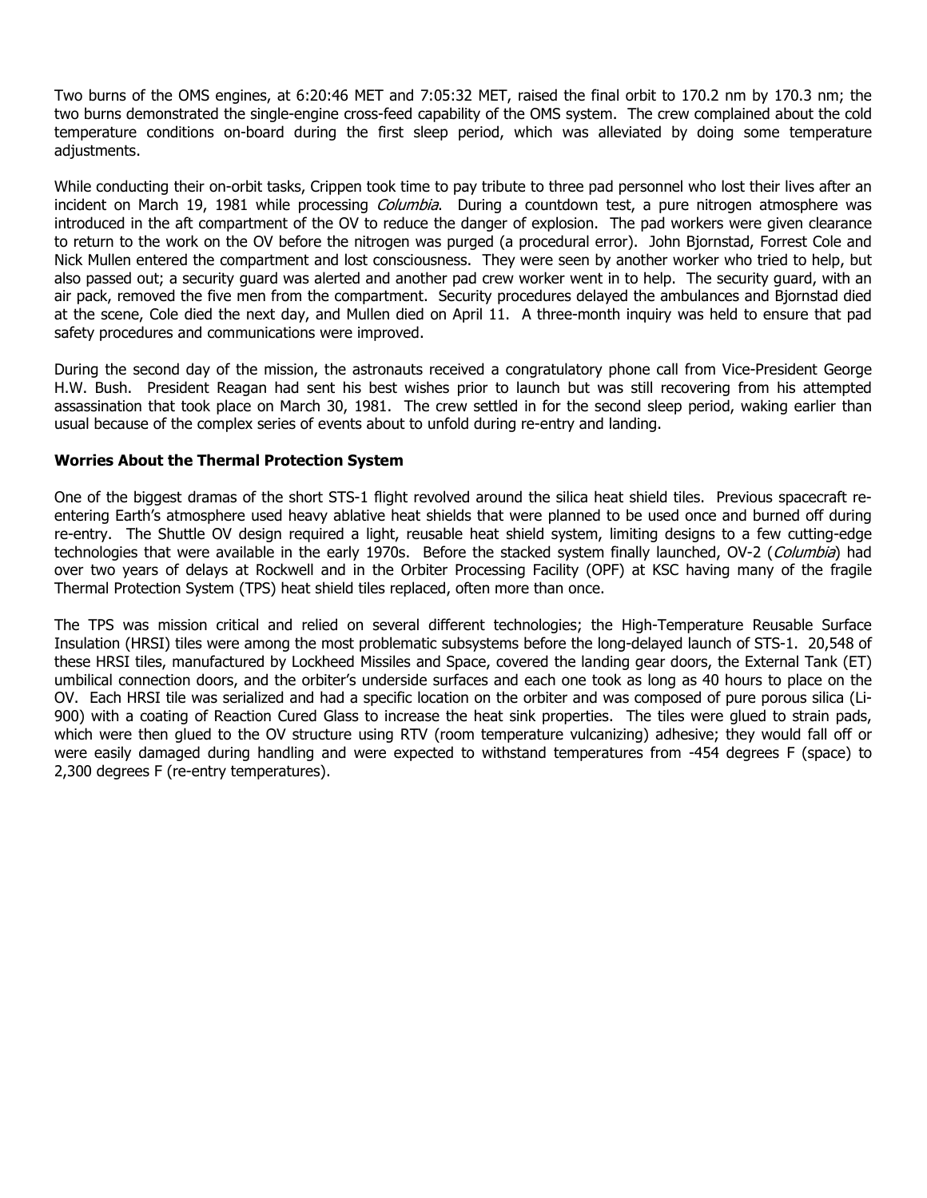Two burns of the OMS engines, at 6:20:46 MET and 7:05:32 MET, raised the final orbit to 170.2 nm by 170.3 nm; the two burns demonstrated the single-engine cross-feed capability of the OMS system. The crew complained about the cold temperature conditions on-board during the first sleep period, which was alleviated by doing some temperature adjustments.

While conducting their on-orbit tasks, Crippen took time to pay tribute to three pad personnel who lost their lives after an incident on March 19, 1981 while processing *Columbia*. During a countdown test, a pure nitrogen atmosphere was introduced in the aft compartment of the OV to reduce the danger of explosion. The pad workers were given clearance to return to the work on the OV before the nitrogen was purged (a procedural error). John Bjornstad, Forrest Cole and Nick Mullen entered the compartment and lost consciousness. They were seen by another worker who tried to help, but also passed out; a security guard was alerted and another pad crew worker went in to help. The security guard, with an air pack, removed the five men from the compartment. Security procedures delayed the ambulances and Bjornstad died at the scene, Cole died the next day, and Mullen died on April 11. A three-month inquiry was held to ensure that pad safety procedures and communications were improved.

During the second day of the mission, the astronauts received a congratulatory phone call from Vice-President George H.W. Bush. President Reagan had sent his best wishes prior to launch but was still recovering from his attempted assassination that took place on March 30, 1981. The crew settled in for the second sleep period, waking earlier than usual because of the complex series of events about to unfold during re-entry and landing.

**Worries About the Thermal Protection System**

One of the biggest dramas of the short STS-1 flight revolved around the silica heat shield tiles. Previous spacecraft re-entering Earth's atmosphere used heavy ablative heat shields that were planned to be used once and burned off during re-entry. The Shuttle OV design required a light, reusable heat shield system, limiting designs to a few cutting-edge technologies that were available in the early 1970s. Before the stacked system finally launched, OV-2 (*Columbia*) had over two years of delays at Rockwell and in the Orbiter Processing Facility (OPF) at KSC having many of the fragile Thermal Protection System (TPS) heat shield tiles replaced, often more than once.

The TPS was mission critical and relied on several different technologies; the High-Temperature Reusable Surface Insulation (HRSI) tiles were among the most problematic subsystems before the long-delayed launch of STS-1. 20,548 of these HRSI tiles, manufactured by Lockheed Missiles and Space, covered the landing gear doors, the External Tank (ET) umbilical connection doors, and the orbiter's underside surfaces and each one took as long as 40 hours to place on the OV. Each HRSI tile was serialized and had a specific location on the orbiter and was composed of pure porous silica (Li-900) with a coating of Reaction Cured Glass to increase the heat sink properties. The tiles were glued to strain pads, which were then glued to the OV structure using RTV (room temperature vulcanizing) adhesive; they would fall off or were easily damaged during handling and were expected to withstand temperatures from -454 degrees F (space) to 2,300 degrees F (re-entry temperatures).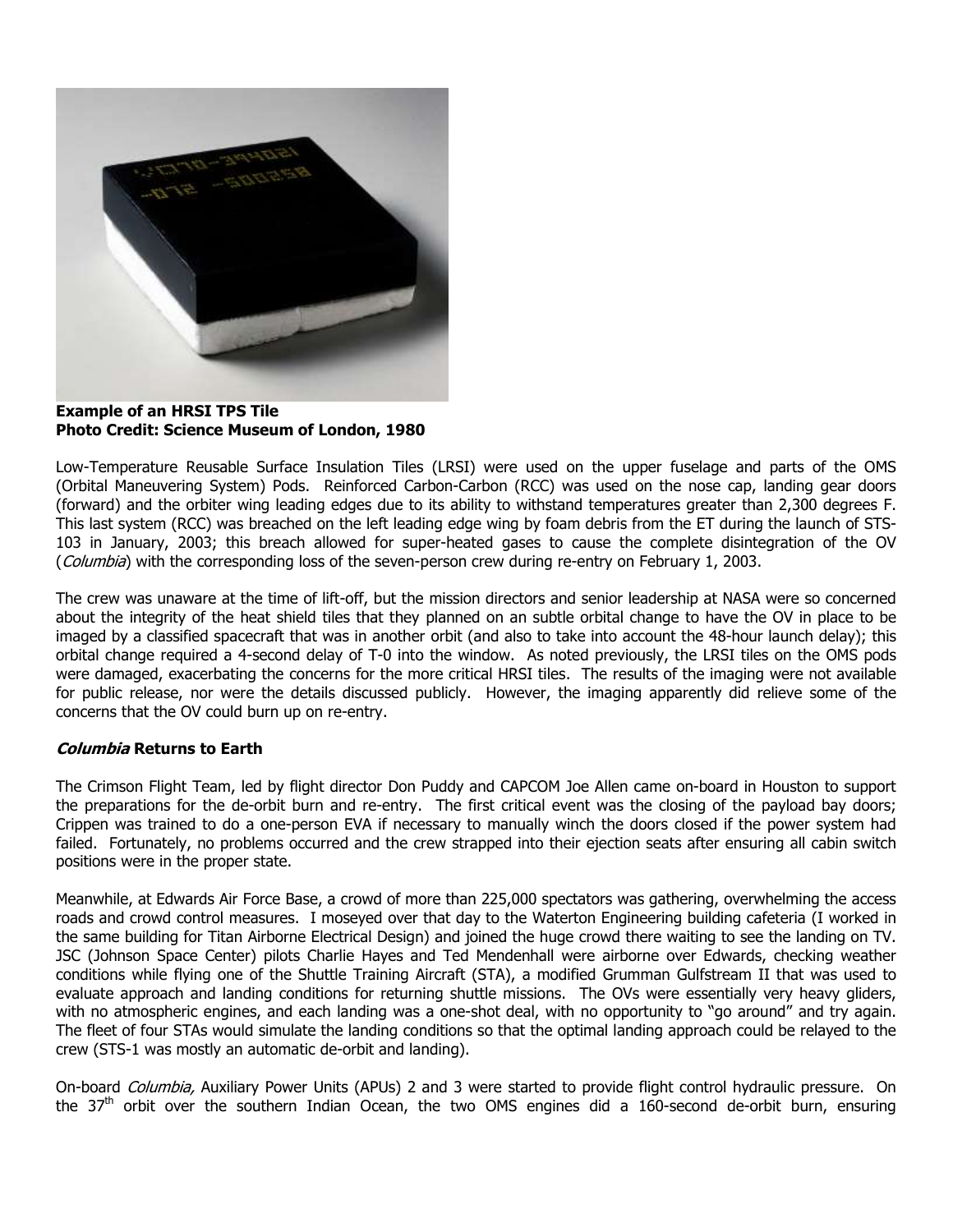**Example of an HRSI TPS Tile**
**Photo Credit: Science Museum of London, 1980**

Low-Temperature Reusable Surface Insulation Tiles (LRSI) were used on the upper fuselage and parts of the OMS (Orbital Maneuvering System) Pods. Reinforced Carbon-Carbon (RCC) was used on the nose cap, landing gear doors (forward) and the orbiter wing leading edges due to its ability to withstand temperatures greater than 2,300 degrees F. This last system (RCC) was breached on the left leading edge wing by foam debris from the ET during the launch of STS-103 in January, 2003; this breach allowed for super-heated gases to cause the complete disintegration of the OV (*Columbia*) with the corresponding loss of the seven-person crew during re-entry on February 1, 2003.

The crew was unaware at the time of lift-off, but the mission directors and senior leadership at NASA were so concerned about the integrity of the heat shield tiles that they planned on an subtle orbital change to have the OV in place to be imaged by a classified spacecraft that was in another orbit (and also to take into account the 48-hour launch delay); this orbital change required a 4-second delay of T-0 into the window. As noted previously, the LRSI tiles on the OMS pods were damaged, exacerbating the concerns for the more critical HRSI tiles. The results of the imaging were not available for public release, nor were the details discussed publicly. However, the imaging apparently did relieve some of the concerns that the OV could burn up on re-entry.

### *Columbia* Returns to Earth

The Crimson Flight Team, led by flight director Don Puddy and CAPCOM Joe Allen came on-board in Houston to support the preparations for the de-orbit burn and re-entry. The first critical event was the closing of the payload bay doors; Crippen was trained to do a one-person EVA if necessary to manually winch the doors closed if the power system had failed. Fortunately, no problems occurred and the crew strapped into their ejection seats after ensuring all cabin switch positions were in the proper state.

Meanwhile, at Edwards Air Force Base, a crowd of more than 225,000 spectators was gathering, overwhelming the access roads and crowd control measures. I moseyed over that day to the Waterton Engineering building cafeteria (I worked in the same building for Titan Airborne Electrical Design) and joined the huge crowd there waiting to see the landing on TV. JSC (Johnson Space Center) pilots Charlie Hayes and Ted Mendenhall were airborne over Edwards, checking weather conditions while flying one of the Shuttle Training Aircraft (STA), a modified Grumman Gulfstream II that was used to evaluate approach and landing conditions for returning shuttle missions. The OVs were essentially very heavy gliders, with no atmospheric engines, and each landing was a one-shot deal, with no opportunity to "go around" and try again. The fleet of four STAs would simulate the landing conditions so that the optimal landing approach could be relayed to the crew (STS-1 was mostly an automatic de-orbit and landing).

On-board *Columbia,* Auxiliary Power Units (APUs) 2 and 3 were started to provide flight control hydraulic pressure. On the 37th orbit over the southern Indian Ocean, the two OMS engines did a 160-second de-orbit burn, ensuring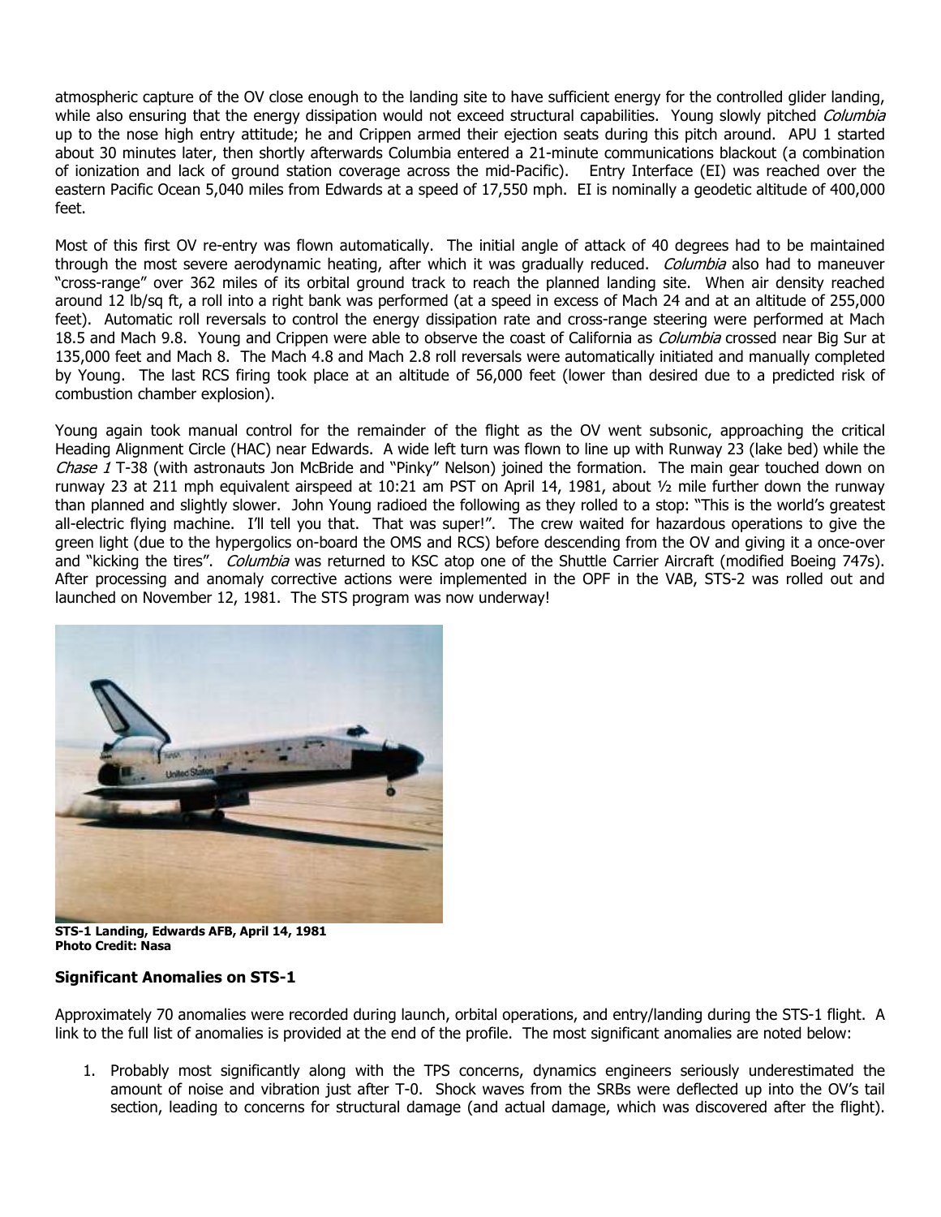atmospheric capture of the OV close enough to the landing site to have sufficient energy for the controlled glider landing, while also ensuring that the energy dissipation would not exceed structural capabilities. Young slowly pitched *Columbia* up to the nose high entry attitude; he and Crippen armed their ejection seats during this pitch around. APU 1 started about 30 minutes later, then shortly afterwards Columbia entered a 21-minute communications blackout (a combination of ionization and lack of ground station coverage across the mid-Pacific). Entry Interface (EI) was reached over the eastern Pacific Ocean 5,040 miles from Edwards at a speed of 17,550 mph. EI is nominally a geodetic altitude of 400,000 feet.

Most of this first OV re-entry was flown automatically. The initial angle of attack of 40 degrees had to be maintained through the most severe aerodynamic heating, after which it was gradually reduced. *Columbia* also had to maneuver "cross-range" over 362 miles of its orbital ground track to reach the planned landing site. When air density reached around 12 lb/sq ft, a roll into a right bank was performed (at a speed in excess of Mach 24 and at an altitude of 255,000 feet). Automatic roll reversals to control the energy dissipation rate and cross-range steering were performed at Mach 18.5 and Mach 9.8. Young and Crippen were able to observe the coast of California as *Columbia* crossed near Big Sur at 135,000 feet and Mach 8. The Mach 4.8 and Mach 2.8 roll reversals were automatically initiated and manually completed by Young. The last RCS firing took place at an altitude of 56,000 feet (lower than desired due to a predicted risk of combustion chamber explosion).

Young again took manual control for the remainder of the flight as the OV went subsonic, approaching the critical Heading Alignment Circle (HAC) near Edwards. A wide left turn was flown to line up with Runway 23 (lake bed) while the *Chase 1* T-38 (with astronauts Jon McBride and "Pinky" Nelson) joined the formation. The main gear touched down on runway 23 at 211 mph equivalent airspeed at 10:21 am PST on April 14, 1981, about ½ mile further down the runway than planned and slightly slower. John Young radioed the following as they rolled to a stop: "This is the world's greatest all-electric flying machine. I'll tell you that. That was super!". The crew waited for hazardous operations to give the green light (due to the hypergolics on-board the OMS and RCS) before descending from the OV and giving it a once-over and "kicking the tires". *Columbia* was returned to KSC atop one of the Shuttle Carrier Aircraft (modified Boeing 747s). After processing and anomaly corrective actions were implemented in the OPF in the VAB, STS-2 was rolled out and launched on November 12, 1981. The STS program was now underway!

**STS-1 Landing, Edwards AFB, April 14, 1981**
**Photo Credit: Nasa**

### Significant Anomalies on STS-1

Approximately 70 anomalies were recorded during launch, orbital operations, and entry/landing during the STS-1 flight. A link to the full list of anomalies is provided at the end of the profile. The most significant anomalies are noted below:

1. Probably most significantly along with the TPS concerns, dynamics engineers seriously underestimated the amount of noise and vibration just after T-0. Shock waves from the SRBs were deflected up into the OV's tail section, leading to concerns for structural damage (and actual damage, which was discovered after the flight).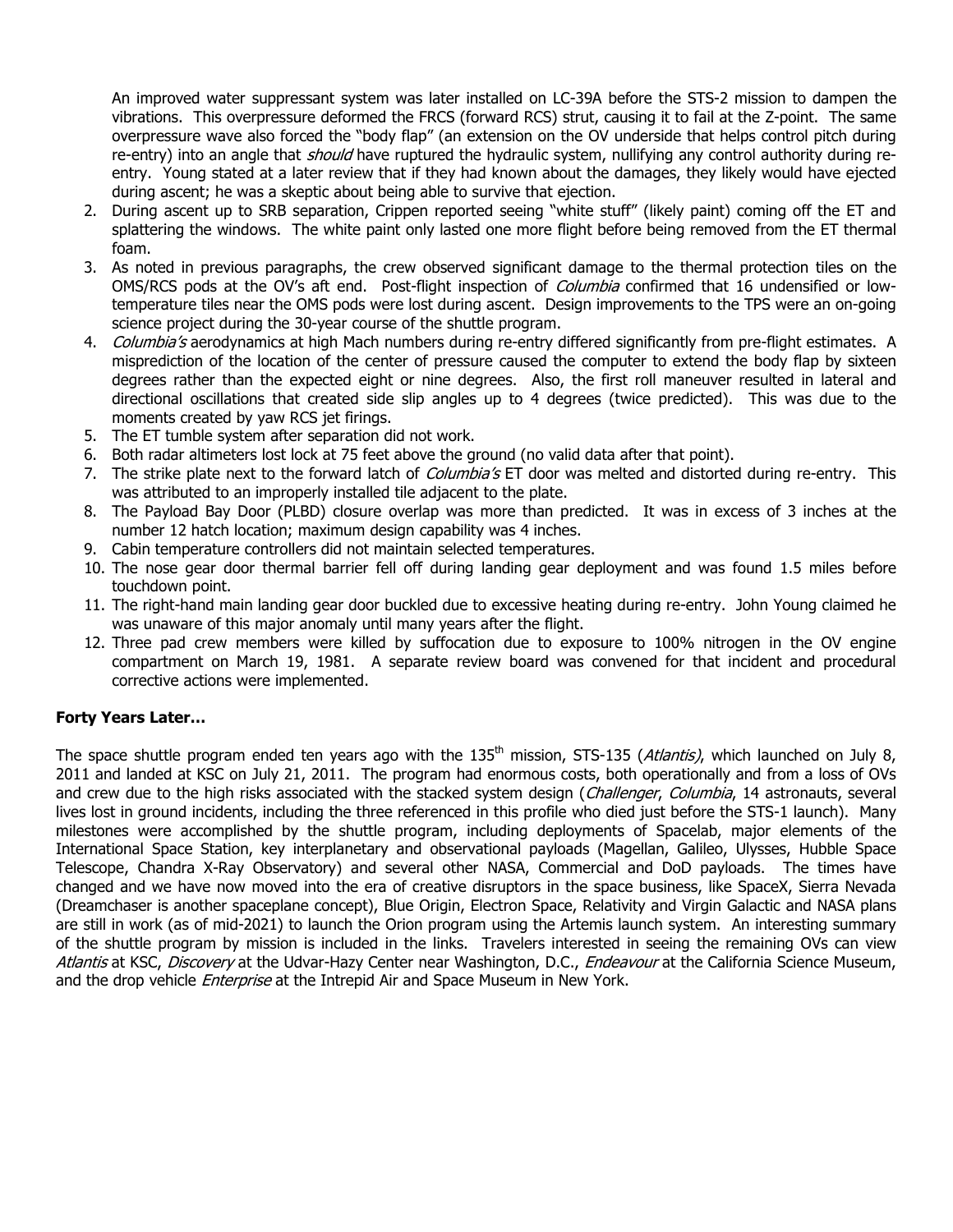An improved water suppressant system was later installed on LC-39A before the STS-2 mission to dampen the vibrations. This overpressure deformed the FRCS (forward RCS) strut, causing it to fail at the Z-point. The same overpressure wave also forced the "body flap" (an extension on the OV underside that helps control pitch during re-entry) into an angle that *should* have ruptured the hydraulic system, nullifying any control authority during re-entry. Young stated at a later review that if they had known about the damages, they likely would have ejected during ascent; he was a skeptic about being able to survive that ejection.

2. During ascent up to SRB separation, Crippen reported seeing "white stuff" (likely paint) coming off the ET and splattering the windows. The white paint only lasted one more flight before being removed from the ET thermal foam.
3. As noted in previous paragraphs, the crew observed significant damage to the thermal protection tiles on the OMS/RCS pods at the OV's aft end. Post-flight inspection of *Columbia* confirmed that 16 undensified or low-temperature tiles near the OMS pods were lost during ascent. Design improvements to the TPS were an on-going science project during the 30-year course of the shuttle program.
4. *Columbia's* aerodynamics at high Mach numbers during re-entry differed significantly from pre-flight estimates. A misprediction of the location of the center of pressure caused the computer to extend the body flap by sixteen degrees rather than the expected eight or nine degrees. Also, the first roll maneuver resulted in lateral and directional oscillations that created side slip angles up to 4 degrees (twice predicted). This was due to the moments created by yaw RCS jet firings.
5. The ET tumble system after separation did not work.
6. Both radar altimeters lost lock at 75 feet above the ground (no valid data after that point).
7. The strike plate next to the forward latch of *Columbia's* ET door was melted and distorted during re-entry. This was attributed to an improperly installed tile adjacent to the plate.
8. The Payload Bay Door (PLBD) closure overlap was more than predicted. It was in excess of 3 inches at the number 12 hatch location; maximum design capability was 4 inches.
9. Cabin temperature controllers did not maintain selected temperatures.
10. The nose gear door thermal barrier fell off during landing gear deployment and was found 1.5 miles before touchdown point.
11. The right-hand main landing gear door buckled due to excessive heating during re-entry. John Young claimed he was unaware of this major anomaly until many years after the flight.
12. Three pad crew members were killed by suffocation due to exposure to 100% nitrogen in the OV engine compartment on March 19, 1981. A separate review board was convened for that incident and procedural corrective actions were implemented.

**Forty Years Later…**

The space shuttle program ended ten years ago with the 135th mission, STS-135 (*Atlantis)*, which launched on July 8, 2011 and landed at KSC on July 21, 2011. The program had enormous costs, both operationally and from a loss of OVs and crew due to the high risks associated with the stacked system design (*Challenger*, *Columbia*, 14 astronauts, several lives lost in ground incidents, including the three referenced in this profile who died just before the STS-1 launch). Many milestones were accomplished by the shuttle program, including deployments of Spacelab, major elements of the International Space Station, key interplanetary and observational payloads (Magellan, Galileo, Ulysses, Hubble Space Telescope, Chandra X-Ray Observatory) and several other NASA, Commercial and DoD payloads. The times have changed and we have now moved into the era of creative disruptors in the space business, like SpaceX, Sierra Nevada (Dreamchaser is another spaceplane concept), Blue Origin, Electron Space, Relativity and Virgin Galactic and NASA plans are still in work (as of mid-2021) to launch the Orion program using the Artemis launch system. An interesting summary of the shuttle program by mission is included in the links. Travelers interested in seeing the remaining OVs can view *Atlantis* at KSC, *Discovery* at the Udvar-Hazy Center near Washington, D.C., *Endeavour* at the California Science Museum, and the drop vehicle *Enterprise* at the Intrepid Air and Space Museum in New York.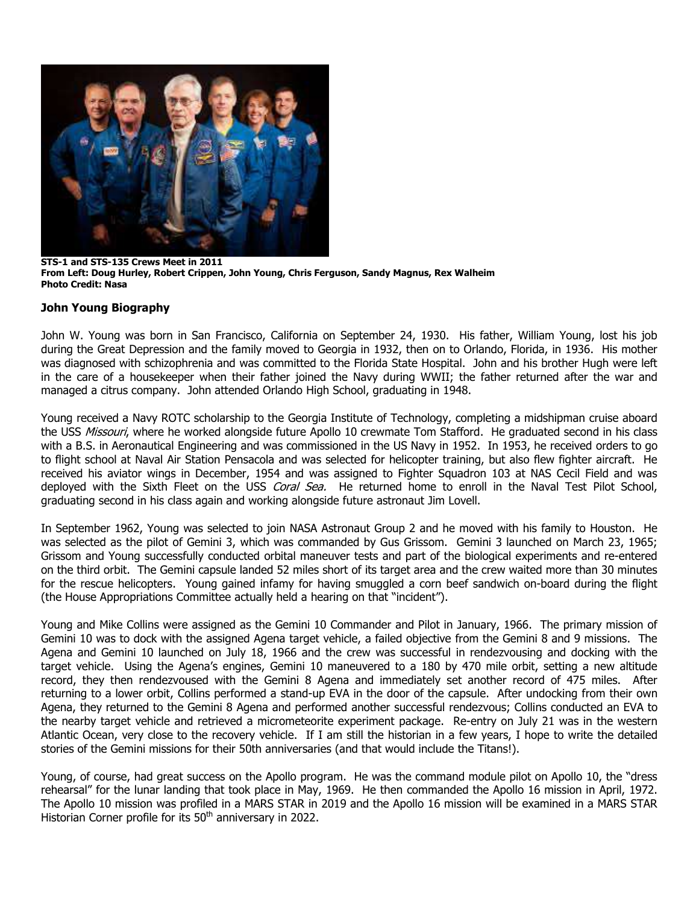**STS-1 and STS-135 Crews Meet in 2011**
**From Left: Doug Hurley, Robert Crippen, John Young, Chris Ferguson, Sandy Magnus, Rex Walheim**
**Photo Credit: Nasa**

### John Young Biography

John W. Young was born in San Francisco, California on September 24, 1930. His father, William Young, lost his job during the Great Depression and the family moved to Georgia in 1932, then on to Orlando, Florida, in 1936. His mother was diagnosed with schizophrenia and was committed to the Florida State Hospital. John and his brother Hugh were left in the care of a housekeeper when their father joined the Navy during WWII; the father returned after the war and managed a citrus company. John attended Orlando High School, graduating in 1948.

Young received a Navy ROTC scholarship to the Georgia Institute of Technology, completing a midshipman cruise aboard the USS *Missouri*, where he worked alongside future Apollo 10 crewmate Tom Stafford. He graduated second in his class with a B.S. in Aeronautical Engineering and was commissioned in the US Navy in 1952. In 1953, he received orders to go to flight school at Naval Air Station Pensacola and was selected for helicopter training, but also flew fighter aircraft. He received his aviator wings in December, 1954 and was assigned to Fighter Squadron 103 at NAS Cecil Field and was deployed with the Sixth Fleet on the USS *Coral Sea.* He returned home to enroll in the Naval Test Pilot School, graduating second in his class again and working alongside future astronaut Jim Lovell.

In September 1962, Young was selected to join NASA Astronaut Group 2 and he moved with his family to Houston. He was selected as the pilot of Gemini 3, which was commanded by Gus Grissom. Gemini 3 launched on March 23, 1965; Grissom and Young successfully conducted orbital maneuver tests and part of the biological experiments and re-entered on the third orbit. The Gemini capsule landed 52 miles short of its target area and the crew waited more than 30 minutes for the rescue helicopters. Young gained infamy for having smuggled a corn beef sandwich on-board during the flight (the House Appropriations Committee actually held a hearing on that "incident").

Young and Mike Collins were assigned as the Gemini 10 Commander and Pilot in January, 1966. The primary mission of Gemini 10 was to dock with the assigned Agena target vehicle, a failed objective from the Gemini 8 and 9 missions. The Agena and Gemini 10 launched on July 18, 1966 and the crew was successful in rendezvousing and docking with the target vehicle. Using the Agena's engines, Gemini 10 maneuvered to a 180 by 470 mile orbit, setting a new altitude record, they then rendezvoused with the Gemini 8 Agena and immediately set another record of 475 miles. After returning to a lower orbit, Collins performed a stand-up EVA in the door of the capsule. After undocking from their own Agena, they returned to the Gemini 8 Agena and performed another successful rendezvous; Collins conducted an EVA to the nearby target vehicle and retrieved a micrometeorite experiment package. Re-entry on July 21 was in the western Atlantic Ocean, very close to the recovery vehicle. If I am still the historian in a few years, I hope to write the detailed stories of the Gemini missions for their 50th anniversaries (and that would include the Titans!).

Young, of course, had great success on the Apollo program. He was the command module pilot on Apollo 10, the "dress rehearsal" for the lunar landing that took place in May, 1969. He then commanded the Apollo 16 mission in April, 1972. The Apollo 10 mission was profiled in a MARS STAR in 2019 and the Apollo 16 mission will be examined in a MARS STAR Historian Corner profile for its 50th anniversary in 2022.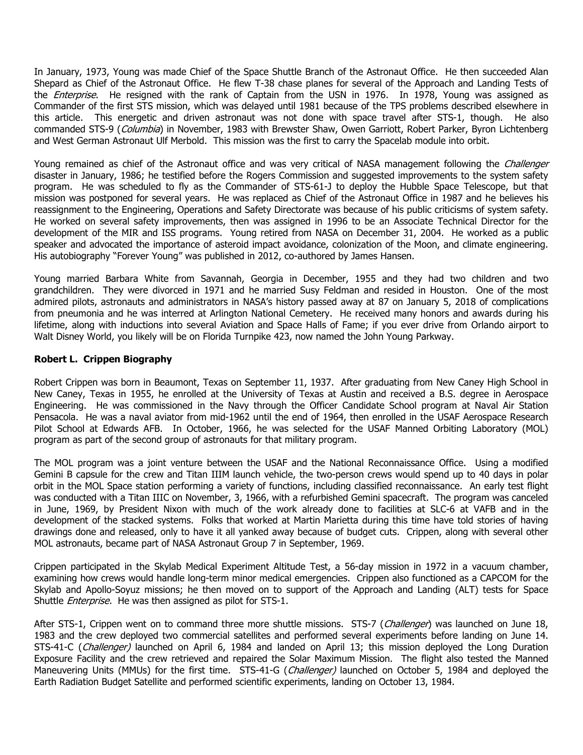In January, 1973, Young was made Chief of the Space Shuttle Branch of the Astronaut Office. He then succeeded Alan Shepard as Chief of the Astronaut Office. He flew T-38 chase planes for several of the Approach and Landing Tests of the *Enterprise*. He resigned with the rank of Captain from the USN in 1976. In 1978, Young was assigned as Commander of the first STS mission, which was delayed until 1981 because of the TPS problems described elsewhere in this article. This energetic and driven astronaut was not done with space travel after STS-1, though. He also commanded STS-9 (*Columbia*) in November, 1983 with Brewster Shaw, Owen Garriott, Robert Parker, Byron Lichtenberg and West German Astronaut Ulf Merbold. This mission was the first to carry the Spacelab module into orbit.

Young remained as chief of the Astronaut office and was very critical of NASA management following the *Challenger* disaster in January, 1986; he testified before the Rogers Commission and suggested improvements to the system safety program. He was scheduled to fly as the Commander of STS-61-J to deploy the Hubble Space Telescope, but that mission was postponed for several years. He was replaced as Chief of the Astronaut Office in 1987 and he believes his reassignment to the Engineering, Operations and Safety Directorate was because of his public criticisms of system safety. He worked on several safety improvements, then was assigned in 1996 to be an Associate Technical Director for the development of the MIR and ISS programs. Young retired from NASA on December 31, 2004. He worked as a public speaker and advocated the importance of asteroid impact avoidance, colonization of the Moon, and climate engineering. His autobiography "Forever Young" was published in 2012, co-authored by James Hansen.

Young married Barbara White from Savannah, Georgia in December, 1955 and they had two children and two grandchildren. They were divorced in 1971 and he married Susy Feldman and resided in Houston. One of the most admired pilots, astronauts and administrators in NASA's history passed away at 87 on January 5, 2018 of complications from pneumonia and he was interred at Arlington National Cemetery. He received many honors and awards during his lifetime, along with inductions into several Aviation and Space Halls of Fame; if you ever drive from Orlando airport to Walt Disney World, you likely will be on Florida Turnpike 423, now named the John Young Parkway.

**Robert L. Crippen Biography**

Robert Crippen was born in Beaumont, Texas on September 11, 1937. After graduating from New Caney High School in New Caney, Texas in 1955, he enrolled at the University of Texas at Austin and received a B.S. degree in Aerospace Engineering. He was commissioned in the Navy through the Officer Candidate School program at Naval Air Station Pensacola. He was a naval aviator from mid-1962 until the end of 1964, then enrolled in the USAF Aerospace Research Pilot School at Edwards AFB. In October, 1966, he was selected for the USAF Manned Orbiting Laboratory (MOL) program as part of the second group of astronauts for that military program.

The MOL program was a joint venture between the USAF and the National Reconnaissance Office. Using a modified Gemini B capsule for the crew and Titan IIIM launch vehicle, the two-person crews would spend up to 40 days in polar orbit in the MOL Space station performing a variety of functions, including classified reconnaissance. An early test flight was conducted with a Titan IIIC on November, 3, 1966, with a refurbished Gemini spacecraft. The program was canceled in June, 1969, by President Nixon with much of the work already done to facilities at SLC-6 at VAFB and in the development of the stacked systems. Folks that worked at Martin Marietta during this time have told stories of having drawings done and released, only to have it all yanked away because of budget cuts. Crippen, along with several other MOL astronauts, became part of NASA Astronaut Group 7 in September, 1969.

Crippen participated in the Skylab Medical Experiment Altitude Test, a 56-day mission in 1972 in a vacuum chamber, examining how crews would handle long-term minor medical emergencies. Crippen also functioned as a CAPCOM for the Skylab and Apollo-Soyuz missions; he then moved on to support of the Approach and Landing (ALT) tests for Space Shuttle *Enterprise.* He was then assigned as pilot for STS-1.

After STS-1, Crippen went on to command three more shuttle missions. STS-7 (*Challenger*) was launched on June 18, 1983 and the crew deployed two commercial satellites and performed several experiments before landing on June 14. STS-41-C (*Challenger)* launched on April 6, 1984 and landed on April 13; this mission deployed the Long Duration Exposure Facility and the crew retrieved and repaired the Solar Maximum Mission. The flight also tested the Manned Maneuvering Units (MMUs) for the first time. STS-41-G (*Challenger)* launched on October 5, 1984 and deployed the Earth Radiation Budget Satellite and performed scientific experiments, landing on October 13, 1984.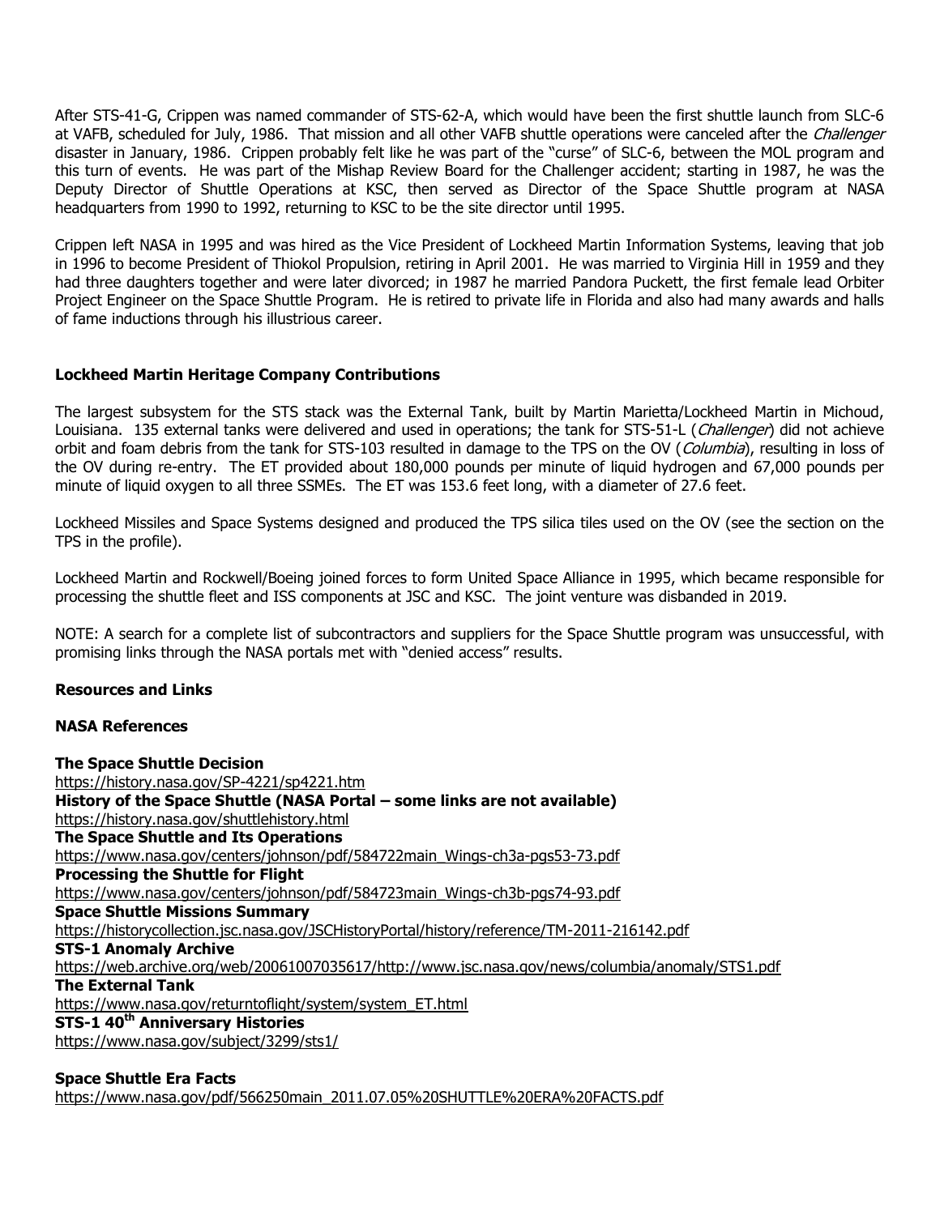After STS-41-G, Crippen was named commander of STS-62-A, which would have been the first shuttle launch from SLC-6 at VAFB, scheduled for July, 1986. That mission and all other VAFB shuttle operations were canceled after the *Challenger* disaster in January, 1986. Crippen probably felt like he was part of the "curse" of SLC-6, between the MOL program and this turn of events. He was part of the Mishap Review Board for the Challenger accident; starting in 1987, he was the Deputy Director of Shuttle Operations at KSC, then served as Director of the Space Shuttle program at NASA headquarters from 1990 to 1992, returning to KSC to be the site director until 1995.

Crippen left NASA in 1995 and was hired as the Vice President of Lockheed Martin Information Systems, leaving that job in 1996 to become President of Thiokol Propulsion, retiring in April 2001. He was married to Virginia Hill in 1959 and they had three daughters together and were later divorced; in 1987 he married Pandora Puckett, the first female lead Orbiter Project Engineer on the Space Shuttle Program. He is retired to private life in Florida and also had many awards and halls of fame inductions through his illustrious career.

**Lockheed Martin Heritage Company Contributions**

The largest subsystem for the STS stack was the External Tank, built by Martin Marietta/Lockheed Martin in Michoud, Louisiana. 135 external tanks were delivered and used in operations; the tank for STS-51-L (*Challenger*) did not achieve orbit and foam debris from the tank for STS-103 resulted in damage to the TPS on the OV (*Columbia*), resulting in loss of the OV during re-entry. The ET provided about 180,000 pounds per minute of liquid hydrogen and 67,000 pounds per minute of liquid oxygen to all three SSMEs. The ET was 153.6 feet long, with a diameter of 27.6 feet.

Lockheed Missiles and Space Systems designed and produced the TPS silica tiles used on the OV (see the section on the TPS in the profile).

Lockheed Martin and Rockwell/Boeing joined forces to form United Space Alliance in 1995, which became responsible for processing the shuttle fleet and ISS components at JSC and KSC. The joint venture was disbanded in 2019.

NOTE: A search for a complete list of subcontractors and suppliers for the Space Shuttle program was unsuccessful, with promising links through the NASA portals met with "denied access" results.

**Resources and Links**

**NASA References**

**The Space Shuttle Decision**
https://history.nasa.gov/SP-4221/sp4221.htm
**History of the Space Shuttle (NASA Portal – some links are not available)**
https://history.nasa.gov/shuttlehistory.html
**The Space Shuttle and Its Operations**
https://www.nasa.gov/centers/johnson/pdf/584722main_Wings-ch3a-pgs53-73.pdf
**Processing the Shuttle for Flight**
https://www.nasa.gov/centers/johnson/pdf/584723main_Wings-ch3b-pgs74-93.pdf
**Space Shuttle Missions Summary**
https://historycollection.jsc.nasa.gov/JSCHistoryPortal/history/reference/TM-2011-216142.pdf
**STS-1 Anomaly Archive**
https://web.archive.org/web/20061007035617/http://www.jsc.nasa.gov/news/columbia/anomaly/STS1.pdf
**The External Tank**
https://www.nasa.gov/returntoflight/system/system_ET.html
**STS-1 40th Anniversary Histories**
https://www.nasa.gov/subject/3299/sts1/

**Space Shuttle Era Facts**
https://www.nasa.gov/pdf/566250main_2011.07.05%20SHUTTLE%20ERA%20FACTS.pdf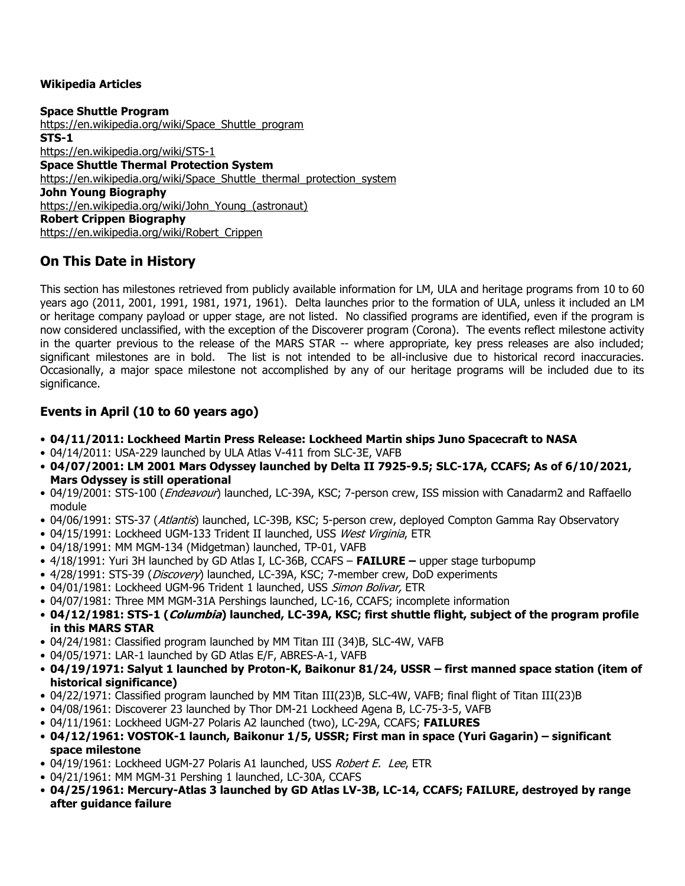**Wikipedia Articles**

**Space Shuttle Program**
https://en.wikipedia.org/wiki/Space_Shuttle_program
**STS-1**
https://en.wikipedia.org/wiki/STS-1
**Space Shuttle Thermal Protection System**
https://en.wikipedia.org/wiki/Space_Shuttle_thermal_protection_system
**John Young Biography**
https://en.wikipedia.org/wiki/John_Young_(astronaut)
**Robert Crippen Biography**
https://en.wikipedia.org/wiki/Robert_Crippen

## On This Date in History

This section has milestones retrieved from publicly available information for LM, ULA and heritage programs from 10 to 60 years ago (2011, 2001, 1991, 1981, 1971, 1961). Delta launches prior to the formation of ULA, unless it included an LM or heritage company payload or upper stage, are not listed. No classified programs are identified, even if the program is now considered unclassified, with the exception of the Discoverer program (Corona). The events reflect milestone activity in the quarter previous to the release of the MARS STAR -- where appropriate, key press releases are also included; significant milestones are in bold. The list is not intended to be all-inclusive due to historical record inaccuracies. Occasionally, a major space milestone not accomplished by any of our heritage programs will be included due to its significance.

### Events in April (10 to 60 years ago)

- **04/11/2011: Lockheed Martin Press Release: Lockheed Martin ships Juno Spacecraft to NASA**
- 04/14/2011: USA-229 launched by ULA Atlas V-411 from SLC-3E, VAFB
- **04/07/2001: LM 2001 Mars Odyssey launched by Delta II 7925-9.5; SLC-17A, CCAFS; As of 6/10/2021, Mars Odyssey is still operational**
- 04/19/2001: STS-100 (*Endeavour*) launched, LC-39A, KSC; 7-person crew, ISS mission with Canadarm2 and Raffaello module
- 04/06/1991: STS-37 (*Atlantis*) launched, LC-39B, KSC; 5-person crew, deployed Compton Gamma Ray Observatory
- 04/15/1991: Lockheed UGM-133 Trident II launched, USS *West Virginia*, ETR
- 04/18/1991: MM MGM-134 (Midgetman) launched, TP-01, VAFB
- 4/18/1991: Yuri 3H launched by GD Atlas I, LC-36B, CCAFS – **FAILURE –** upper stage turbopump
- 4/28/1991: STS-39 (*Discovery*) launched, LC-39A, KSC; 7-member crew, DoD experiments
- 04/01/1981: Lockheed UGM-96 Trident 1 launched, USS *Simon Bolivar,* ETR
- 04/07/1981: Three MM MGM-31A Pershings launched, LC-16, CCAFS; incomplete information
- **04/12/1981: STS-1 (*Columbia*) launched, LC-39A, KSC; first shuttle flight, subject of the program profile in this MARS STAR**
- 04/24/1981: Classified program launched by MM Titan III (34)B, SLC-4W, VAFB
- 04/05/1971: LAR-1 launched by GD Atlas E/F, ABRES-A-1, VAFB
- **04/19/1971: Salyut 1 launched by Proton-K, Baikonur 81/24, USSR – first manned space station (item of historical significance)**
- 04/22/1971: Classified program launched by MM Titan III(23)B, SLC-4W, VAFB; final flight of Titan III(23)B
- 04/08/1961: Discoverer 23 launched by Thor DM-21 Lockheed Agena B, LC-75-3-5, VAFB
- 04/11/1961: Lockheed UGM-27 Polaris A2 launched (two), LC-29A, CCAFS; **FAILURES**
- **04/12/1961: VOSTOK-1 launch, Baikonur 1/5, USSR; First man in space (Yuri Gagarin) – significant space milestone**
- 04/19/1961: Lockheed UGM-27 Polaris A1 launched, USS *Robert E. Lee*, ETR
- 04/21/1961: MM MGM-31 Pershing 1 launched, LC-30A, CCAFS
- **04/25/1961: Mercury-Atlas 3 launched by GD Atlas LV-3B, LC-14, CCAFS; FAILURE, destroyed by range after guidance failure**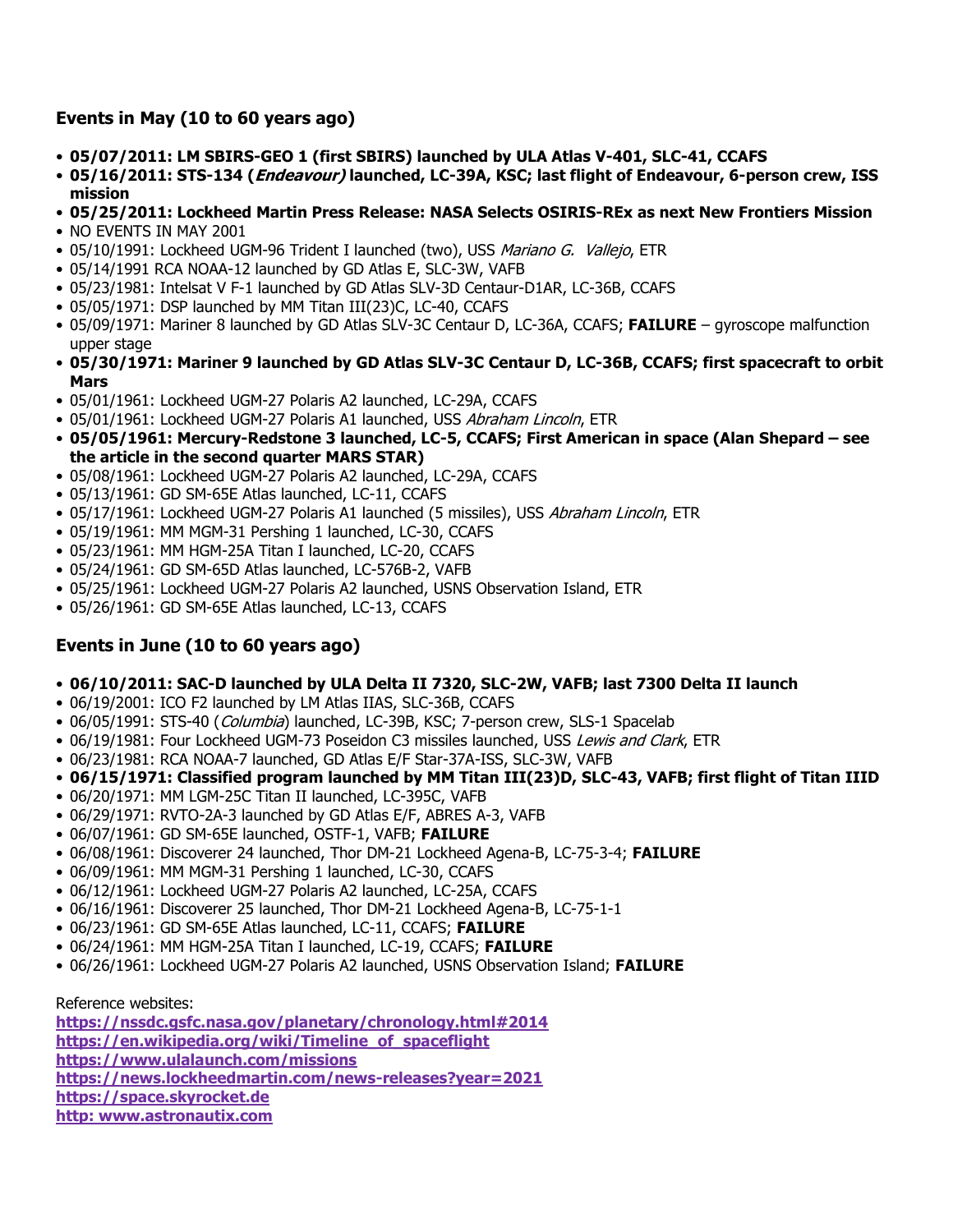### Events in May (10 to 60 years ago)

- **05/07/2011: LM SBIRS-GEO 1 (first SBIRS) launched by ULA Atlas V-401, SLC-41, CCAFS**
- **05/16/2011: STS-134 (*Endeavour)* launched, LC-39A, KSC; last flight of Endeavour, 6-person crew, ISS mission**
- **05/25/2011: Lockheed Martin Press Release: NASA Selects OSIRIS-REx as next New Frontiers Mission**
- NO EVENTS IN MAY 2001
- 05/10/1991: Lockheed UGM-96 Trident I launched (two), USS *Mariano G. Vallejo*, ETR
- 05/14/1991 RCA NOAA-12 launched by GD Atlas E, SLC-3W, VAFB
- 05/23/1981: Intelsat V F-1 launched by GD Atlas SLV-3D Centaur-D1AR, LC-36B, CCAFS
- 05/05/1971: DSP launched by MM Titan III(23)C, LC-40, CCAFS
- 05/09/1971: Mariner 8 launched by GD Atlas SLV-3C Centaur D, LC-36A, CCAFS; **FAILURE** – gyroscope malfunction upper stage
- **05/30/1971: Mariner 9 launched by GD Atlas SLV-3C Centaur D, LC-36B, CCAFS; first spacecraft to orbit Mars**
- 05/01/1961: Lockheed UGM-27 Polaris A2 launched, LC-29A, CCAFS
- 05/01/1961: Lockheed UGM-27 Polaris A1 launched, USS *Abraham Lincoln*, ETR
- **05/05/1961: Mercury-Redstone 3 launched, LC-5, CCAFS; First American in space (Alan Shepard – see the article in the second quarter MARS STAR)**
- 05/08/1961: Lockheed UGM-27 Polaris A2 launched, LC-29A, CCAFS
- 05/13/1961: GD SM-65E Atlas launched, LC-11, CCAFS
- 05/17/1961: Lockheed UGM-27 Polaris A1 launched (5 missiles), USS *Abraham Lincoln*, ETR
- 05/19/1961: MM MGM-31 Pershing 1 launched, LC-30, CCAFS
- 05/23/1961: MM HGM-25A Titan I launched, LC-20, CCAFS
- 05/24/1961: GD SM-65D Atlas launched, LC-576B-2, VAFB
- 05/25/1961: Lockheed UGM-27 Polaris A2 launched, USNS Observation Island, ETR
- 05/26/1961: GD SM-65E Atlas launched, LC-13, CCAFS

### Events in June (10 to 60 years ago)

- **06/10/2011: SAC-D launched by ULA Delta II 7320, SLC-2W, VAFB; last 7300 Delta II launch**
- 06/19/2001: ICO F2 launched by LM Atlas IIAS, SLC-36B, CCAFS
- 06/05/1991: STS-40 (*Columbia*) launched, LC-39B, KSC; 7-person crew, SLS-1 Spacelab
- 06/19/1981: Four Lockheed UGM-73 Poseidon C3 missiles launched, USS *Lewis and Clark*, ETR
- 06/23/1981: RCA NOAA-7 launched, GD Atlas E/F Star-37A-ISS, SLC-3W, VAFB
- **06/15/1971: Classified program launched by MM Titan III(23)D, SLC-43, VAFB; first flight of Titan IIID**
- 06/20/1971: MM LGM-25C Titan II launched, LC-395C, VAFB
- 06/29/1971: RVTO-2A-3 launched by GD Atlas E/F, ABRES A-3, VAFB
- 06/07/1961: GD SM-65E launched, OSTF-1, VAFB; **FAILURE**
- 06/08/1961: Discoverer 24 launched, Thor DM-21 Lockheed Agena-B, LC-75-3-4; **FAILURE**
- 06/09/1961: MM MGM-31 Pershing 1 launched, LC-30, CCAFS
- 06/12/1961: Lockheed UGM-27 Polaris A2 launched, LC-25A, CCAFS
- 06/16/1961: Discoverer 25 launched, Thor DM-21 Lockheed Agena-B, LC-75-1-1
- 06/23/1961: GD SM-65E Atlas launched, LC-11, CCAFS; **FAILURE**
- 06/24/1961: MM HGM-25A Titan I launched, LC-19, CCAFS; **FAILURE**
- 06/26/1961: Lockheed UGM-27 Polaris A2 launched, USNS Observation Island; **FAILURE**

Reference websites:
**https://nssdc.gsfc.nasa.gov/planetary/chronology.html#2014**
**https://en.wikipedia.org/wiki/Timeline_of_spaceflight**
**https://www.ulalaunch.com/missions**
**https://news.lockheedmartin.com/news-releases?year=2021**
**https://space.skyrocket.de**
**http: www.astronautix.com**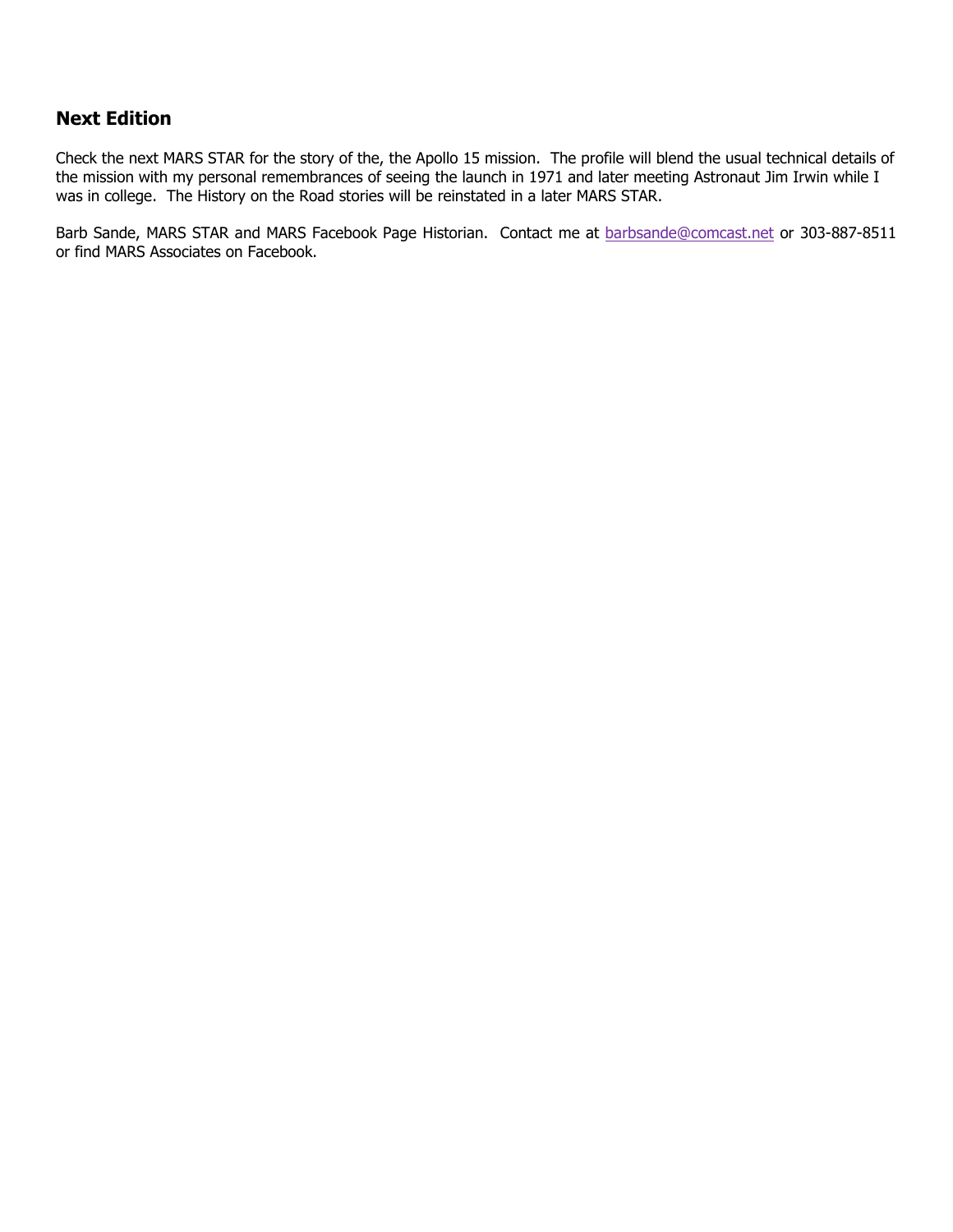## Next Edition

Check the next MARS STAR for the story of the, the Apollo 15 mission. The profile will blend the usual technical details of the mission with my personal remembrances of seeing the launch in 1971 and later meeting Astronaut Jim Irwin while I was in college. The History on the Road stories will be reinstated in a later MARS STAR.

Barb Sande, MARS STAR and MARS Facebook Page Historian. Contact me at barbsande@comcast.net or 303-887-8511 or find MARS Associates on Facebook.